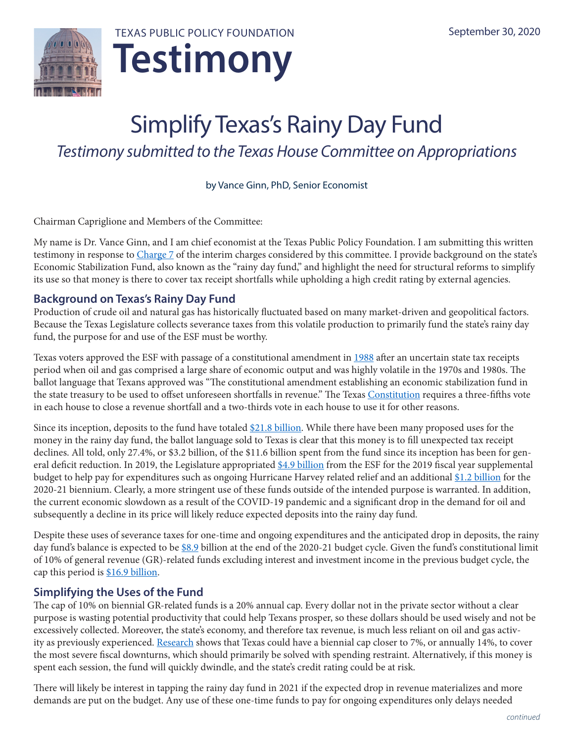TEXAS PUBLIC POLICY FOUNDATION

# Testimony

September 30, 2020

# Simplify Texas's Rainy Day Fund

*Testimony submitted to the Texas House Committee on Appropriations*

by Vance Ginn, PhD, Senior Economist

Chairman Capriglione and Members of the Committee:

My name is Dr. Vance Ginn, and I am chief economist at the Texas Public Policy Foundation. I am submitting this written testimony in response to Charge 7 of the interim charges considered by this committee. I provide background on the state's Economic Stabilization Fund, also known as the "rainy day fund," and highlight the need for structural reforms to simplify its use so that money is there to cover tax receipt shortfalls while upholding a high credit rating by external agencies.

## Background on Texas's Rainy Day Fund

Production of crude oil and natural gas has historically fluctuated based on many market-driven and geopolitical factors. Because the Texas Legislature collects severance taxes from this volatile production to primarily fund the state's rainy day fund, the purpose for and use of the ESF must be worthy.

Texas voters approved the ESF with passage of a constitutional amendment in 1988 after an uncertain state tax receipts period when oil and gas comprised a large share of economic output and was highly volatile in the 1970s and 1980s. The ballot language that Texans approved was "The constitutional amendment establishing an economic stabilization fund in the state treasury to be used to offset unforeseen shortfalls in revenue." The Texas Constitution requires a three-fifths vote in each house to close a revenue shortfall and a two-thirds vote in each house to use it for other reasons.

Since its inception, deposits to the fund have totaled $21.8 billion. While there have been many proposed uses for the money in the rainy day fund, the ballot language sold to Texas is clear that this money is to fill unexpected tax receipt declines. All told, only 27.4%, or $3.2 billion, of the $11.6 billion spent from the fund since its inception has been for general deficit reduction. In 2019, the Legislature appropriated $4.9 billion from the ESF for the 2019 fiscal year supplemental budget to help pay for expenditures such as ongoing Hurricane Harvey related relief and an additional $1.2 billion for the 2020-21 biennium. Clearly, a more stringent use of these funds outside of the intended purpose is warranted. In addition, the current economic slowdown as a result of the COVID-19 pandemic and a significant drop in the demand for oil and subsequently a decline in its price will likely reduce expected deposits into the rainy day fund.

Despite these uses of severance taxes for one-time and ongoing expenditures and the anticipated drop in deposits, the rainy day fund's balance is expected to be $8.9 billion at the end of the 2020-21 budget cycle. Given the fund's constitutional limit of 10% of general revenue (GR)-related funds excluding interest and investment income in the previous budget cycle, the cap this period is $16.9 billion.

## Simplifying the Uses of the Fund

The cap of 10% on biennial GR-related funds is a 20% annual cap. Every dollar not in the private sector without a clear purpose is wasting potential productivity that could help Texans prosper, so these dollars should be used wisely and not be excessively collected. Moreover, the state's economy, and therefore tax revenue, is much less reliant on oil and gas activity as previously experienced. Research shows that Texas could have a biennial cap closer to 7%, or annually 14%, to cover the most severe fiscal downturns, which should primarily be solved with spending restraint. Alternatively, if this money is spent each session, the fund will quickly dwindle, and the state's credit rating could be at risk.

There will likely be interest in tapping the rainy day fund in 2021 if the expected drop in revenue materializes and more demands are put on the budget. Any use of these one-time funds to pay for ongoing expenditures only delays needed

*continued*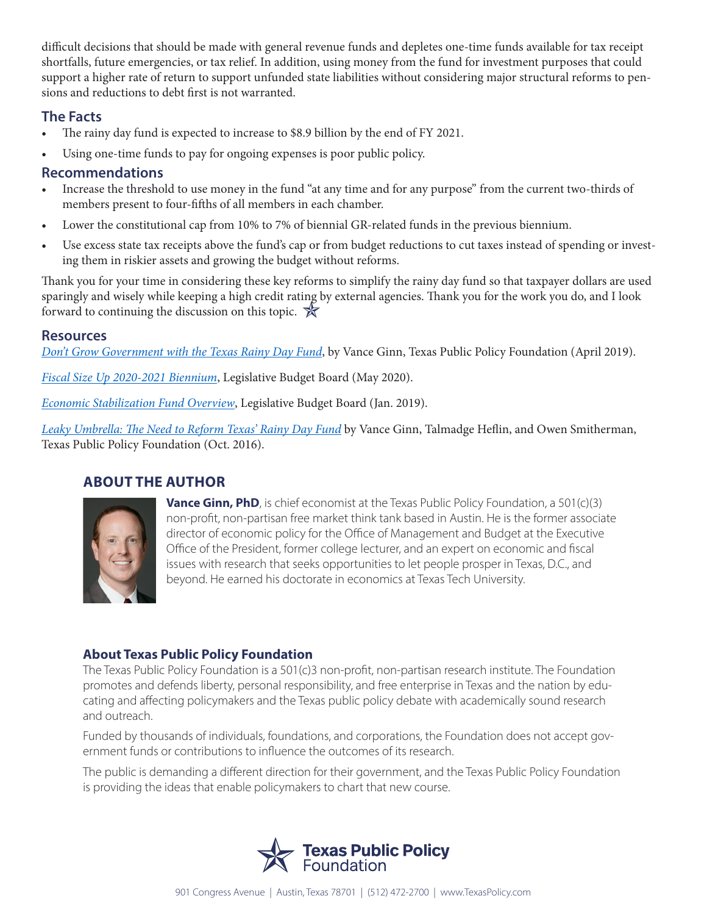difficult decisions that should be made with general revenue funds and depletes one-time funds available for tax receipt shortfalls, future emergencies, or tax relief. In addition, using money from the fund for investment purposes that could support a higher rate of return to support unfunded state liabilities without considering major structural reforms to pensions and reductions to debt first is not warranted.

## The Facts

- The rainy day fund is expected to increase to $8.9 billion by the end of FY 2021.
- Using one-time funds to pay for ongoing expenses is poor public policy.

## Recommendations

- Increase the threshold to use money in the fund "at any time and for any purpose" from the current two-thirds of members present to four-fifths of all members in each chamber.
- Lower the constitutional cap from 10% to 7% of biennial GR-related funds in the previous biennium.
- Use excess state tax receipts above the fund's cap or from budget reductions to cut taxes instead of spending or investing them in riskier assets and growing the budget without reforms.

Thank you for your time in considering these key reforms to simplify the rainy day fund so that taxpayer dollars are used sparingly and wisely while keeping a high credit rating by external agencies. Thank you for the work you do, and I look forward to continuing the discussion on this topic.

## Resources

*Don't Grow Government with the Texas Rainy Day Fund*, by Vance Ginn, Texas Public Policy Foundation (April 2019).

*Fiscal Size Up 2020-2021 Biennium*, Legislative Budget Board (May 2020).

*Economic Stabilization Fund Overview*, Legislative Budget Board (Jan. 2019).

*Leaky Umbrella: The Need to Reform Texas' Rainy Day Fund* by Vance Ginn, Talmadge Heflin, and Owen Smitherman, Texas Public Policy Foundation (Oct. 2016).

## ABOUT THE AUTHOR

**Vance Ginn, PhD**, is chief economist at the Texas Public Policy Foundation, a 501(c)(3) non-profit, non-partisan free market think tank based in Austin. He is the former associate director of economic policy for the Office of Management and Budget at the Executive Office of the President, former college lecturer, and an expert on economic and fiscal issues with research that seeks opportunities to let people prosper in Texas, D.C., and beyond. He earned his doctorate in economics at Texas Tech University.

### About Texas Public Policy Foundation

The Texas Public Policy Foundation is a 501(c)3 non-profit, non-partisan research institute. The Foundation promotes and defends liberty, personal responsibility, and free enterprise in Texas and the nation by educating and affecting policymakers and the Texas public policy debate with academically sound research and outreach.

Funded by thousands of individuals, foundations, and corporations, the Foundation does not accept government funds or contributions to influence the outcomes of its research.

The public is demanding a different direction for their government, and the Texas Public Policy Foundation is providing the ideas that enable policymakers to chart that new course.

Texas Public Policy Foundation

901 Congress Avenue | Austin, Texas 78701 | (512) 472-2700 | www.TexasPolicy.com